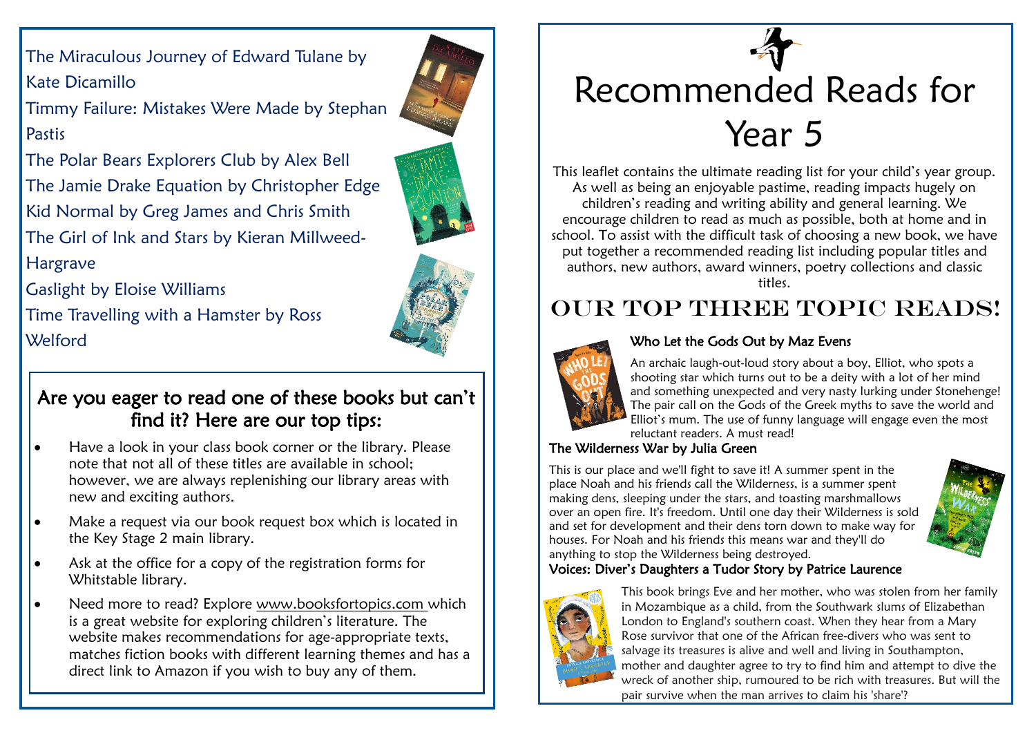The Miraculous Journey of Edward Tulane by Kate Dicamillo

Timmy Failure: Mistakes Were Made by Stephan Pastis

The Polar Bears Explorers Club by Alex Bell

The Jamie Drake Equation by Christopher Edge

Kid Normal by Greg James and Chris Smith

The Girl of Ink and Stars by Kieran Millweed-Hargrave

Gaslight by Eloise Williams

Time Travelling with a Hamster by Ross Welford

## Are you eager to read one of these books but can't find it? Here are our top tips:

- Have a look in your class book corner or the library. Please note that not all of these titles are available in school; however, we are always replenishing our library areas with new and exciting authors.
- Make a request via our book request box which is located in the Key Stage 2 main library.
- Ask at the office for a copy of the registration forms for Whitstable library.
- Need more to read? Explore www.booksfortopics.com which is a great website for exploring children's literature. The website makes recommendations for age-appropriate texts, matches fiction books with different learning themes and has a direct link to Amazon if you wish to buy any of them.

# Recommended Reads for Year 5

This leaflet contains the ultimate reading list for your child's year group. As well as being an enjoyable pastime, reading impacts hugely on children's reading and writing ability and general learning. We encourage children to read as much as possible, both at home and in school. To assist with the difficult task of choosing a new book, we have put together a recommended reading list including popular titles and authors, new authors, award winners, poetry collections and classic titles.

## OUR TOP THREE TOPIC READS!

### Who Let the Gods Out by Maz Evens

An archaic laugh-out-loud story about a boy, Elliot, who spots a shooting star which turns out to be a deity with a lot of her mind and something unexpected and very nasty lurking under Stonehenge! The pair call on the Gods of the Greek myths to save the world and Elliot's mum. The use of funny language will engage even the most reluctant readers. A must read!

### The Wilderness War by Julia Green

This is our place and we'll fight to save it! A summer spent in the place Noah and his friends call the Wilderness, is a summer spent making dens, sleeping under the stars, and toasting marshmallows over an open fire. It's freedom. Until one day their Wilderness is sold and set for development and their dens torn down to make way for houses. For Noah and his friends this means war and they'll do anything to stop the Wilderness being destroyed.

### Voices: Diver's Daughters a Tudor Story by Patrice Laurence

This book brings Eve and her mother, who was stolen from her family in Mozambique as a child, from the Southwark slums of Elizabethan London to England's southern coast. When they hear from a Mary Rose survivor that one of the African free-divers who was sent to salvage its treasures is alive and well and living in Southampton, mother and daughter agree to try to find him and attempt to dive the wreck of another ship, rumoured to be rich with treasures. But will the pair survive when the man arrives to claim his 'share'?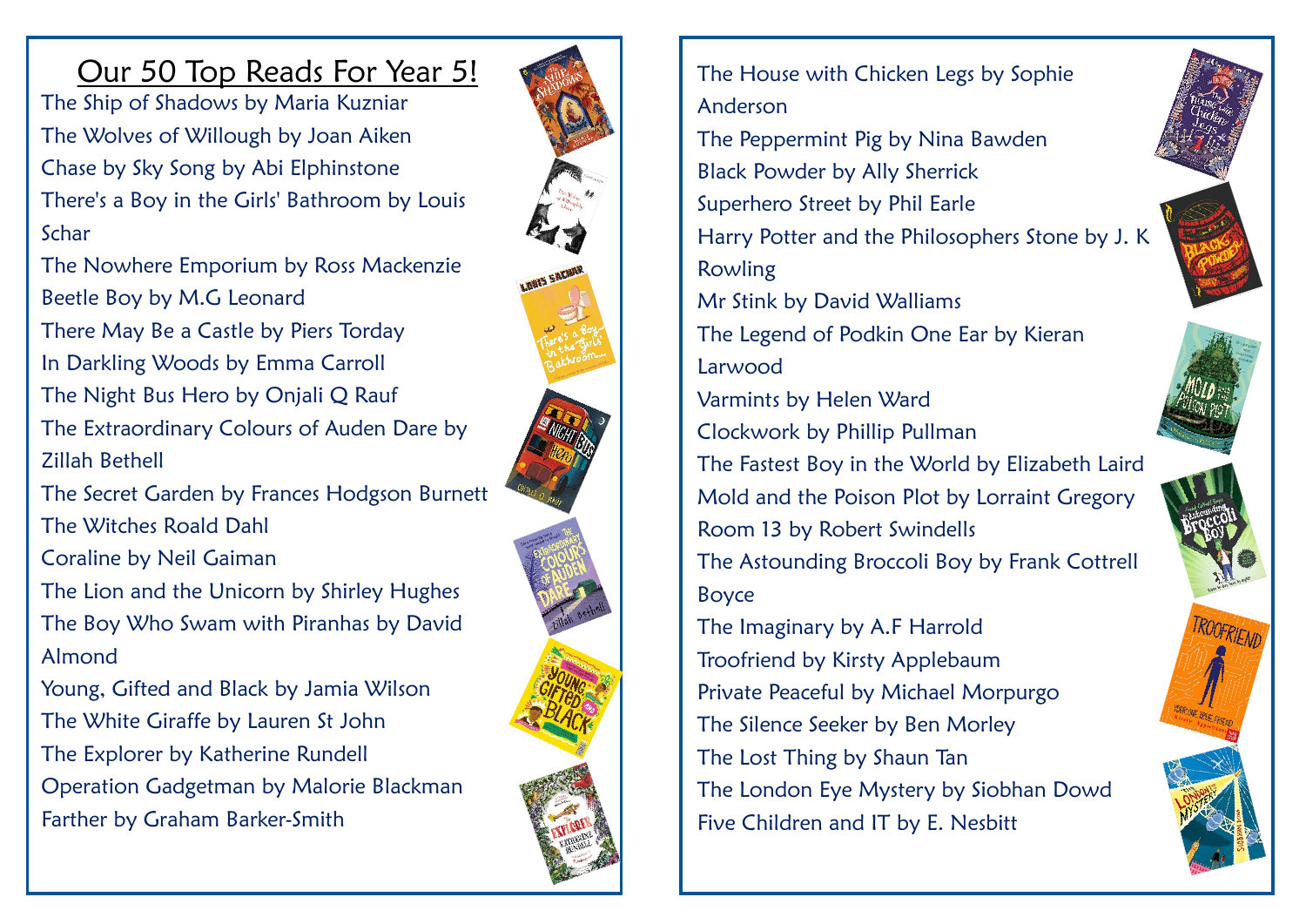# Our 50 Top Reads For Year 5!

The Ship of Shadows by Maria Kuzniar
The Wolves of Willough by Joan Aiken
Chase by Sky Song by Abi Elphinstone
There's a Boy in the Girls' Bathroom by Louis Schar
The Nowhere Emporium by Ross Mackenzie
Beetle Boy by M.G Leonard
There May Be a Castle by Piers Torday
In Darkling Woods by Emma Carroll
The Night Bus Hero by Onjali Q Rauf
The Extraordinary Colours of Auden Dare by Zillah Bethell
The Secret Garden by Frances Hodgson Burnett
The Witches Roald Dahl
Coraline by Neil Gaiman
The Lion and the Unicorn by Shirley Hughes
The Boy Who Swam with Piranhas by David Almond
Young, Gifted and Black by Jamia Wilson
The White Giraffe by Lauren St John
The Explorer by Katherine Rundell
Operation Gadgetman by Malorie Blackman
Farther by Graham Barker-Smith
The House with Chicken Legs by Sophie Anderson
The Peppermint Pig by Nina Bawden
Black Powder by Ally Sherrick
Superhero Street by Phil Earle
Harry Potter and the Philosophers Stone by J. K Rowling
Mr Stink by David Walliams
The Legend of Podkin One Ear by Kieran Larwood
Varmints by Helen Ward
Clockwork by Phillip Pullman
The Fastest Boy in the World by Elizabeth Laird
Mold and the Poison Plot by Lorraint Gregory
Room 13 by Robert Swindells
The Astounding Broccoli Boy by Frank Cottrell Boyce
The Imaginary by A.F Harrold
Troofriend by Kirsty Applebaum
Private Peaceful by Michael Morpurgo
The Silence Seeker by Ben Morley
The Lost Thing by Shaun Tan
The London Eye Mystery by Siobhan Dowd
Five Children and IT by E. Nesbitt